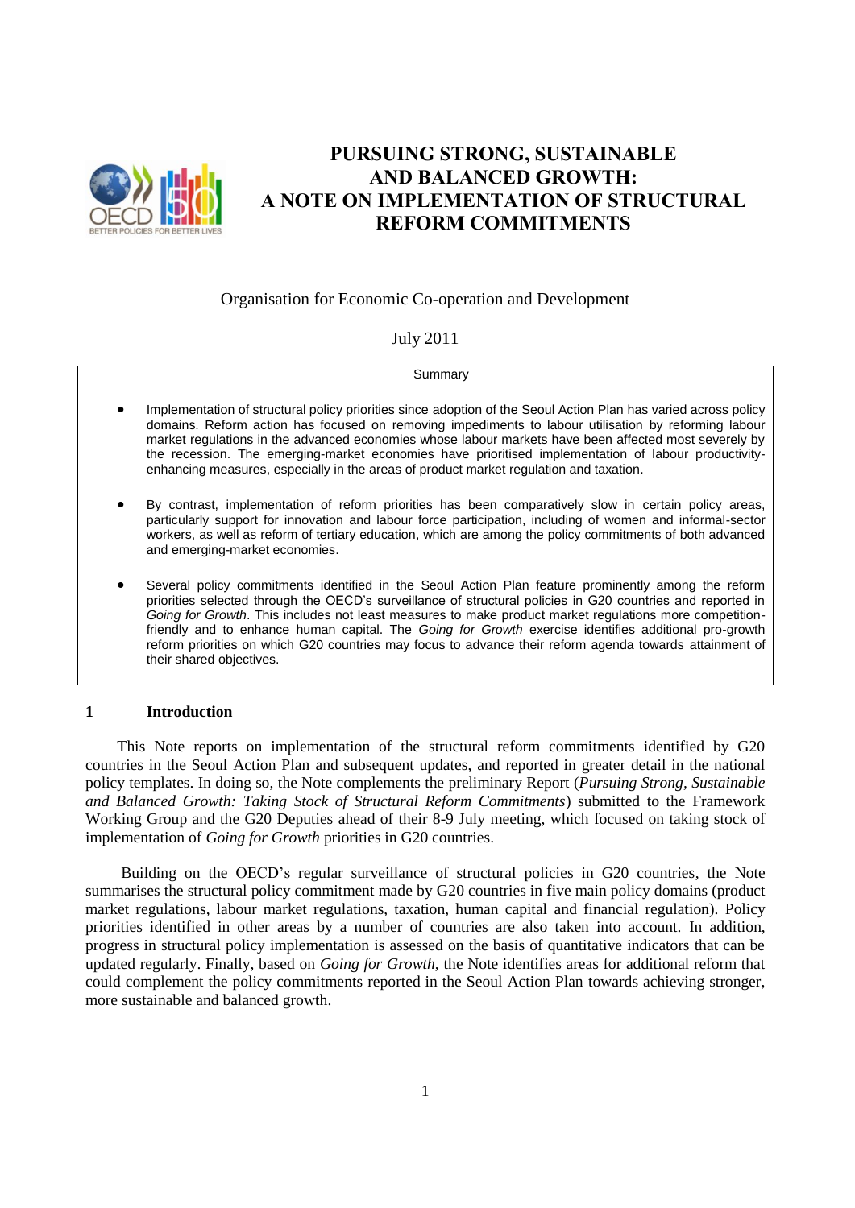# PURSUING STRONG, SUSTAINABLE AND BALANCED GROWTH: A NOTE ON IMPLEMENTATION OF STRUCTURAL REFORM COMMITMENTS

Organisation for Economic Co-operation and Development

July 2011

**Summary**

- Implementation of structural policy priorities since adoption of the Seoul Action Plan has varied across policy domains. Reform action has focused on removing impediments to labour utilisation by reforming labour market regulations in the advanced economies whose labour markets have been affected most severely by the recession. The emerging-market economies have prioritised implementation of labour productivity-enhancing measures, especially in the areas of product market regulation and taxation.
- By contrast, implementation of reform priorities has been comparatively slow in certain policy areas, particularly support for innovation and labour force participation, including of women and informal-sector workers, as well as reform of tertiary education, which are among the policy commitments of both advanced and emerging-market economies.
- Several policy commitments identified in the Seoul Action Plan feature prominently among the reform priorities selected through the OECD's surveillance of structural policies in G20 countries and reported in *Going for Growth*. This includes not least measures to make product market regulations more competition-friendly and to enhance human capital. The *Going for Growth* exercise identifies additional pro-growth reform priorities on which G20 countries may focus to advance their reform agenda towards attainment of their shared objectives.

## 1 Introduction

This Note reports on implementation of the structural reform commitments identified by G20 countries in the Seoul Action Plan and subsequent updates, and reported in greater detail in the national policy templates. In doing so, the Note complements the preliminary Report (*Pursuing Strong, Sustainable and Balanced Growth: Taking Stock of Structural Reform Commitments*) submitted to the Framework Working Group and the G20 Deputies ahead of their 8-9 July meeting, which focused on taking stock of implementation of *Going for Growth* priorities in G20 countries.

Building on the OECD's regular surveillance of structural policies in G20 countries, the Note summarises the structural policy commitment made by G20 countries in five main policy domains (product market regulations, labour market regulations, taxation, human capital and financial regulation). Policy priorities identified in other areas by a number of countries are also taken into account. In addition, progress in structural policy implementation is assessed on the basis of quantitative indicators that can be updated regularly. Finally, based on *Going for Growth*, the Note identifies areas for additional reform that could complement the policy commitments reported in the Seoul Action Plan towards achieving stronger, more sustainable and balanced growth.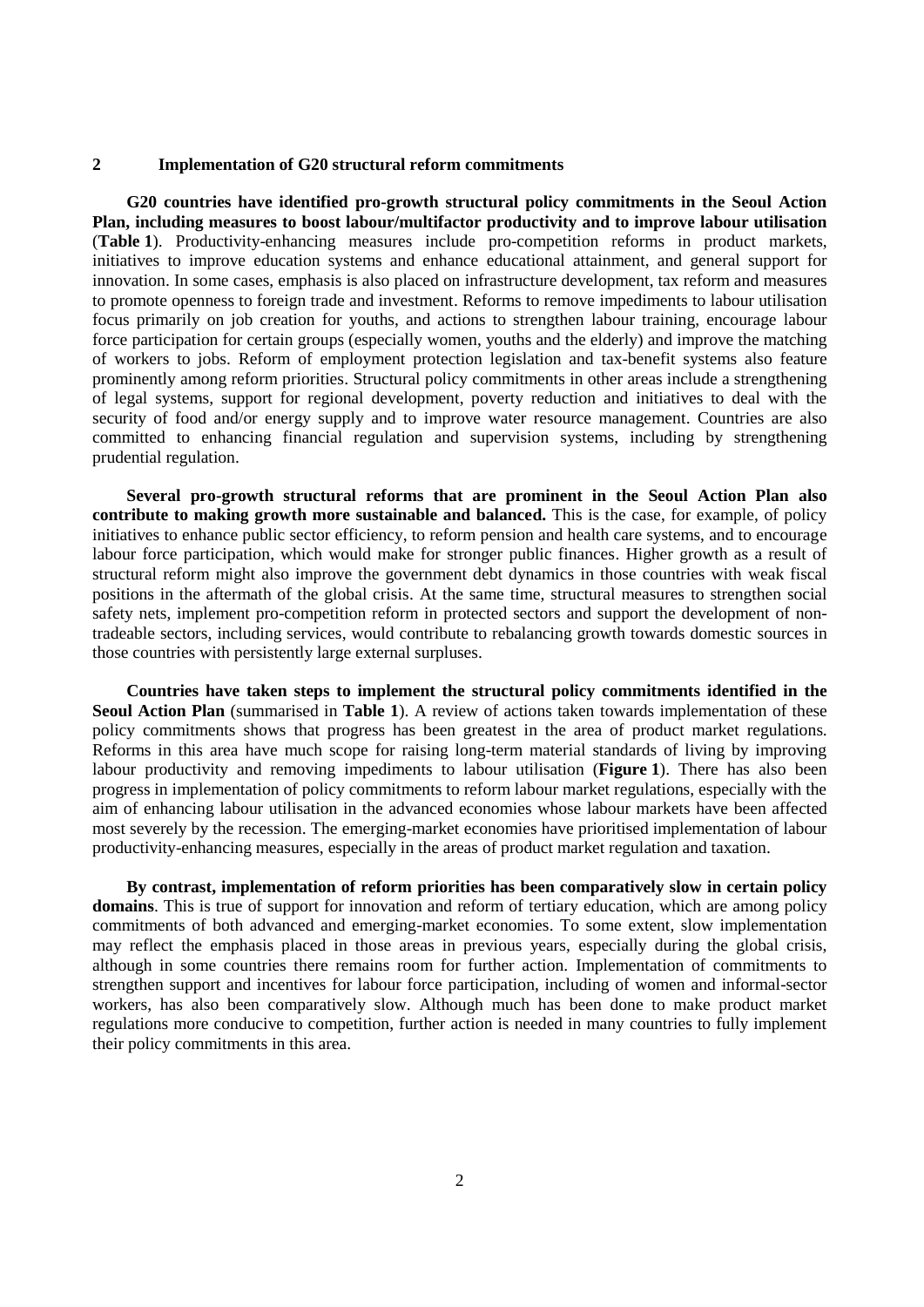## 2 Implementation of G20 structural reform commitments

**G20 countries have identified pro-growth structural policy commitments in the Seoul Action Plan, including measures to boost labour/multifactor productivity and to improve labour utilisation** (**Table 1**). Productivity-enhancing measures include pro-competition reforms in product markets, initiatives to improve education systems and enhance educational attainment, and general support for innovation. In some cases, emphasis is also placed on infrastructure development, tax reform and measures to promote openness to foreign trade and investment. Reforms to remove impediments to labour utilisation focus primarily on job creation for youths, and actions to strengthen labour training, encourage labour force participation for certain groups (especially women, youths and the elderly) and improve the matching of workers to jobs. Reform of employment protection legislation and tax-benefit systems also feature prominently among reform priorities. Structural policy commitments in other areas include a strengthening of legal systems, support for regional development, poverty reduction and initiatives to deal with the security of food and/or energy supply and to improve water resource management. Countries are also committed to enhancing financial regulation and supervision systems, including by strengthening prudential regulation.

**Several pro-growth structural reforms that are prominent in the Seoul Action Plan also contribute to making growth more sustainable and balanced.** This is the case, for example, of policy initiatives to enhance public sector efficiency, to reform pension and health care systems, and to encourage labour force participation, which would make for stronger public finances. Higher growth as a result of structural reform might also improve the government debt dynamics in those countries with weak fiscal positions in the aftermath of the global crisis. At the same time, structural measures to strengthen social safety nets, implement pro-competition reform in protected sectors and support the development of non-tradeable sectors, including services, would contribute to rebalancing growth towards domestic sources in those countries with persistently large external surpluses.

**Countries have taken steps to implement the structural policy commitments identified in the Seoul Action Plan** (summarised in **Table 1**). A review of actions taken towards implementation of these policy commitments shows that progress has been greatest in the area of product market regulations. Reforms in this area have much scope for raising long-term material standards of living by improving labour productivity and removing impediments to labour utilisation (**Figure 1**). There has also been progress in implementation of policy commitments to reform labour market regulations, especially with the aim of enhancing labour utilisation in the advanced economies whose labour markets have been affected most severely by the recession. The emerging-market economies have prioritised implementation of labour productivity-enhancing measures, especially in the areas of product market regulation and taxation.

**By contrast, implementation of reform priorities has been comparatively slow in certain policy domains**. This is true of support for innovation and reform of tertiary education, which are among policy commitments of both advanced and emerging-market economies. To some extent, slow implementation may reflect the emphasis placed in those areas in previous years, especially during the global crisis, although in some countries there remains room for further action. Implementation of commitments to strengthen support and incentives for labour force participation, including of women and informal-sector workers, has also been comparatively slow. Although much has been done to make product market regulations more conducive to competition, further action is needed in many countries to fully implement their policy commitments in this area.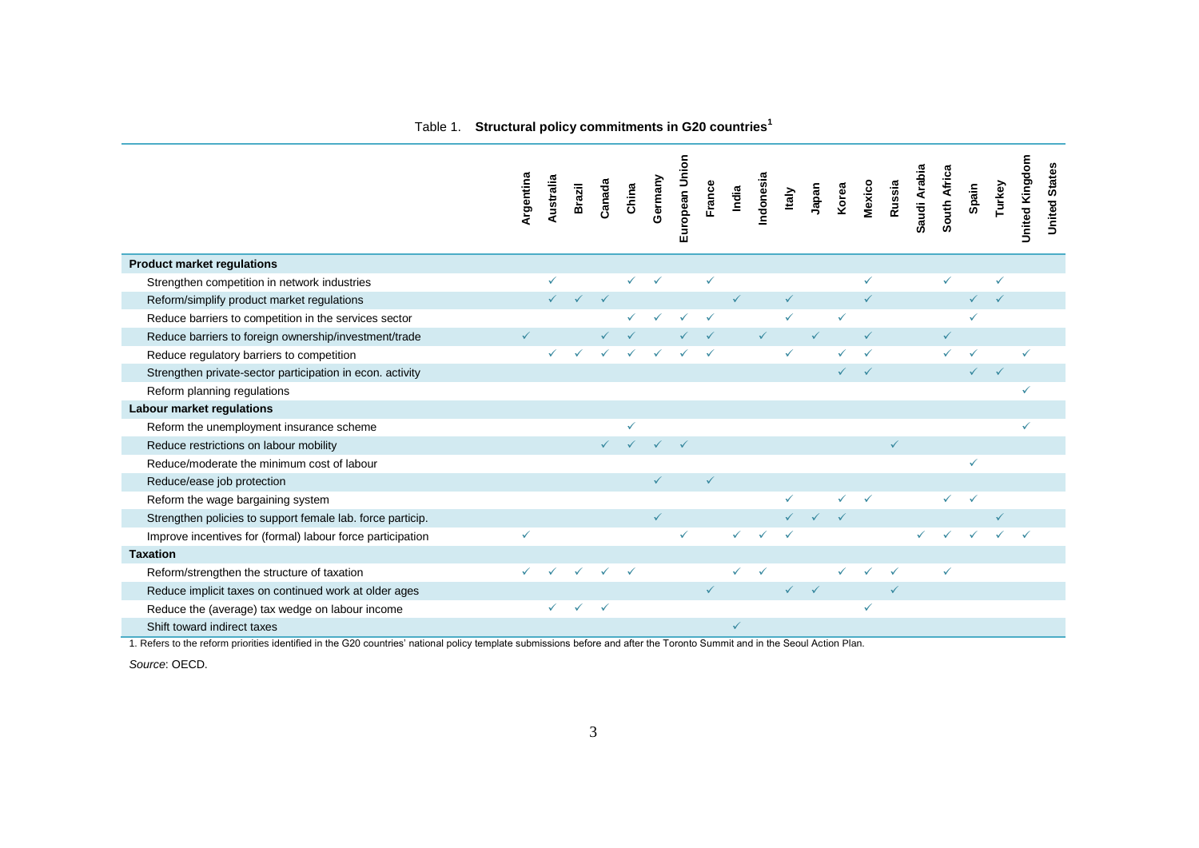Table 1. **Structural policy commitments in G20 countries**[1]

| | Argentina | Australia | Brazil | Canada | China | Germany | European Union | France | India | Indonesia | Italy | Japan | Korea | Mexico | Russia | Saudi Arabia | South Africa | Spain | Turkey | United Kingdom | United States |
|---|---|---|---|---|---|---|---|---|---|---|---|---|---|---|---|---|---|---|---|---|---|
| **Product market regulations** | | | | | | | | | | | | | | | | | | | | | |
| Strengthen competition in network industries | | ✓ | | | ✓ | ✓ | | ✓ | | | | | | ✓ | | | ✓ | | ✓ | | |
| Reform/simplify product market regulations | | ✓ | ✓ | ✓ | | | | | ✓ | | ✓ | | | ✓ | | | | ✓ | ✓ | | |
| Reduce barriers to competition in the services sector | | | | | ✓ | ✓ | ✓ | ✓ | | | ✓ | | ✓ | | | | | ✓ | | | |
| Reduce barriers to foreign ownership/investment/trade | ✓ | | | ✓ | ✓ | | ✓ | ✓ | | ✓ | | ✓ | | ✓ | | | ✓ | | | | |
| Reduce regulatory barriers to competition | | ✓ | ✓ | ✓ | ✓ | ✓ | ✓ | ✓ | | | ✓ | | ✓ | ✓ | | | ✓ | ✓ | | ✓ | |
| Strengthen private-sector participation in econ. activity | | | | | | | | | | | | | ✓ | ✓ | | | | ✓ | ✓ | | |
| Reform planning regulations | | | | | | | | | | | | | | | | | | | | ✓ | |
| **Labour market regulations** | | | | | | | | | | | | | | | | | | | | | |
| Reform the unemployment insurance scheme | | | | | ✓ | | | | | | | | | | | | | | | ✓ | |
| Reduce restrictions on labour mobility | | | | ✓ | ✓ | ✓ | ✓ | | | | | | | | ✓ | | | | | | |
| Reduce/moderate the minimum cost of labour | | | | | | | | | | | | | | | | | | ✓ | | | |
| Reduce/ease job protection | | | | | | ✓ | | ✓ | | | | | | | | | | | | | |
| Reform the wage bargaining system | | | | | | | | | | | ✓ | | ✓ | ✓ | | | ✓ | ✓ | | | |
| Strengthen policies to support female lab. force particip. | | | | | | ✓ | | | | | ✓ | ✓ | ✓ | | | | | | ✓ | | |
| Improve incentives for (formal) labour force participation | ✓ | | | | | | ✓ | | ✓ | ✓ | ✓ | | | | | ✓ | ✓ | ✓ | ✓ | ✓ | |
| **Taxation** | | | | | | | | | | | | | | | | | | | | | |
| Reform/strengthen the structure of taxation | ✓ | ✓ | ✓ | ✓ | ✓ | | | | ✓ | ✓ | | | ✓ | ✓ | ✓ | | ✓ | | | | |
| Reduce implicit taxes on continued work at older ages | | | | | | | | ✓ | | | ✓ | ✓ | | | ✓ | | | | | | |
| Reduce the (average) tax wedge on labour income | | ✓ | ✓ | ✓ | | | | | | | | | | ✓ | | | | | | | |
| Shift toward indirect taxes | | | | | | | | | ✓ | | | | | | | | | | | | |

1. Refers to the reform priorities identified in the G20 countries' national policy template submissions before and after the Toronto Summit and in the Seoul Action Plan.

*Source*: OECD.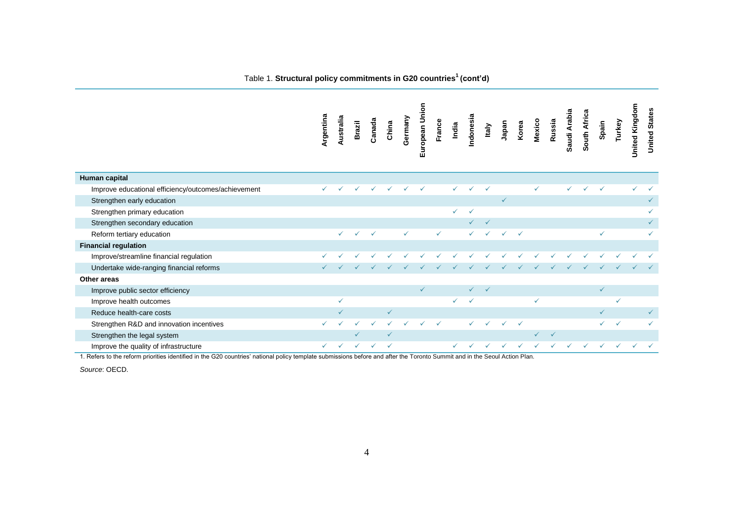Table 1. **Structural policy commitments in G20 countries[1] (cont'd)**

| | Argentina | Australia | Brazil | Canada | China | Germany | European Union | France | India | Indonesia | Italy | Japan | Korea | Mexico | Russia | Saudi Arabia | South Africa | Spain | Turkey | United Kingdom | United States |
|---|---|---|---|---|---|---|---|---|---|---|---|---|---|---|---|---|---|---|---|---|---|
| **Human capital** | | | | | | | | | | | | | | | | | | | | | |
| Improve educational efficiency/outcomes/achievement | ✓ | ✓ | ✓ | ✓ | ✓ | ✓ | ✓ | | ✓ | ✓ | ✓ | | | ✓ | | ✓ | ✓ | ✓ | | ✓ | ✓ |
| Strengthen early education | | | | | | | | | | | | ✓ | | | | | | | | | ✓ |
| Strengthen primary education | | | | | | | | | ✓ | ✓ | | | | | | | | | | | ✓ |
| Strengthen secondary education | | | | | | | | | | ✓ | ✓ | | | | | | | | | | ✓ |
| Reform tertiary education | | ✓ | ✓ | ✓ | | ✓ | | ✓ | | ✓ | ✓ | ✓ | ✓ | | | | | ✓ | | | ✓ |
| **Financial regulation** | | | | | | | | | | | | | | | | | | | | | |
| Improve/streamline financial regulation | ✓ | ✓ | ✓ | ✓ | ✓ | ✓ | ✓ | ✓ | ✓ | ✓ | ✓ | ✓ | ✓ | ✓ | ✓ | ✓ | ✓ | ✓ | ✓ | ✓ | ✓ |
| Undertake wide-ranging financial reforms | ✓ | ✓ | ✓ | ✓ | ✓ | ✓ | ✓ | ✓ | ✓ | ✓ | ✓ | ✓ | ✓ | ✓ | ✓ | ✓ | ✓ | ✓ | ✓ | ✓ | ✓ |
| **Other areas** | | | | | | | | | | | | | | | | | | | | | |
| Improve public sector efficiency | | | | | | | ✓ | | | ✓ | ✓ | | | | | | | ✓ | | | |
| Improve health outcomes | | ✓ | | | | | | | ✓ | ✓ | | | | ✓ | | | | | ✓ | | |
| Reduce health-care costs | | ✓ | | | ✓ | | | | | | | | | | | | | ✓ | | | ✓ |
| Strengthen R&D and innovation incentives | ✓ | ✓ | ✓ | ✓ | ✓ | ✓ | ✓ | ✓ | | ✓ | ✓ | ✓ | ✓ | | | | | ✓ | ✓ | | ✓ |
| Strengthen the legal system | | | ✓ | | ✓ | | | | | | | | | ✓ | ✓ | | | | | | |
| Improve the quality of infrastructure | ✓ | ✓ | ✓ | ✓ | ✓ | | | | ✓ | ✓ | ✓ | ✓ | ✓ | ✓ | ✓ | ✓ | ✓ | ✓ | ✓ | ✓ | ✓ |

1. Refers to the reform priorities identified in the G20 countries' national policy template submissions before and after the Toronto Summit and in the Seoul Action Plan.

*Source*: OECD.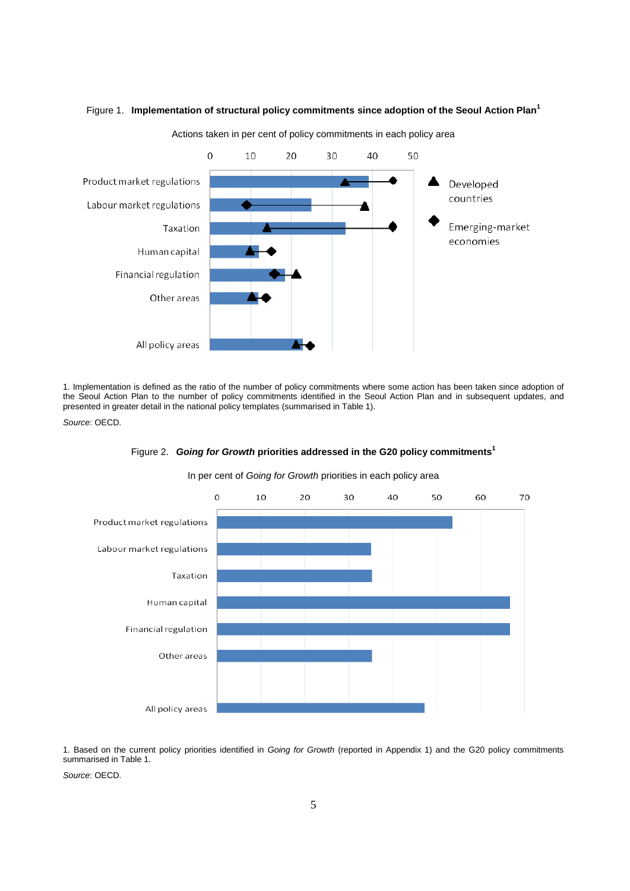Figure 1. **Implementation of structural policy commitments since adoption of the Seoul Action Plan**[1]

Actions taken in per cent of policy commitments in each policy area

1. Implementation is defined as the ratio of the number of policy commitments where some action has been taken since adoption of the Seoul Action Plan to the number of policy commitments identified in the Seoul Action Plan and in subsequent updates, and presented in greater detail in the national policy templates (summarised in Table 1).

*Source*: OECD.

Figure 2. ***Going for Growth* priorities addressed in the G20 policy commitments**[1]

In per cent of *Going for Growth* priorities in each policy area

1. Based on the current policy priorities identified in *Going for Growth* (reported in Appendix 1) and the G20 policy commitments summarised in Table 1.

*Source*: OECD.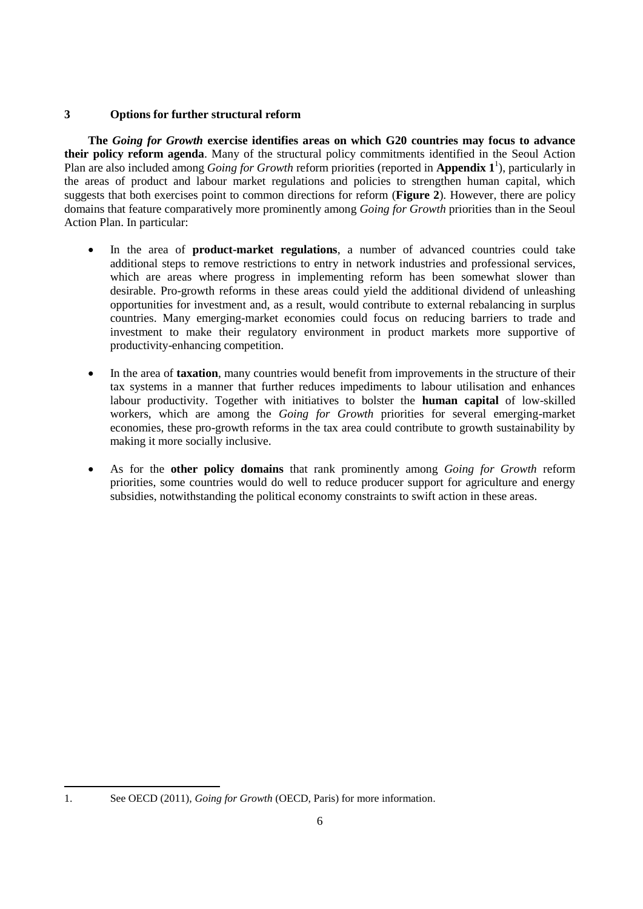## 3 Options for further structural reform

**The *Going for Growth* exercise identifies areas on which G20 countries may focus to advance their policy reform agenda**. Many of the structural policy commitments identified in the Seoul Action Plan are also included among *Going for Growth* reform priorities (reported in **Appendix 1**[1]), particularly in the areas of product and labour market regulations and policies to strengthen human capital, which suggests that both exercises point to common directions for reform (**Figure 2**). However, there are policy domains that feature comparatively more prominently among *Going for Growth* priorities than in the Seoul Action Plan. In particular:

- In the area of **product-market regulations**, a number of advanced countries could take additional steps to remove restrictions to entry in network industries and professional services, which are areas where progress in implementing reform has been somewhat slower than desirable. Pro-growth reforms in these areas could yield the additional dividend of unleashing opportunities for investment and, as a result, would contribute to external rebalancing in surplus countries. Many emerging-market economies could focus on reducing barriers to trade and investment to make their regulatory environment in product markets more supportive of productivity-enhancing competition.

- In the area of **taxation**, many countries would benefit from improvements in the structure of their tax systems in a manner that further reduces impediments to labour utilisation and enhances labour productivity. Together with initiatives to bolster the **human capital** of low-skilled workers, which are among the *Going for Growth* priorities for several emerging-market economies, these pro-growth reforms in the tax area could contribute to growth sustainability by making it more socially inclusive.

- As for the **other policy domains** that rank prominently among *Going for Growth* reform priorities, some countries would do well to reduce producer support for agriculture and energy subsidies, notwithstanding the political economy constraints to swift action in these areas.

---

1. See OECD (2011), *Going for Growth* (OECD, Paris) for more information.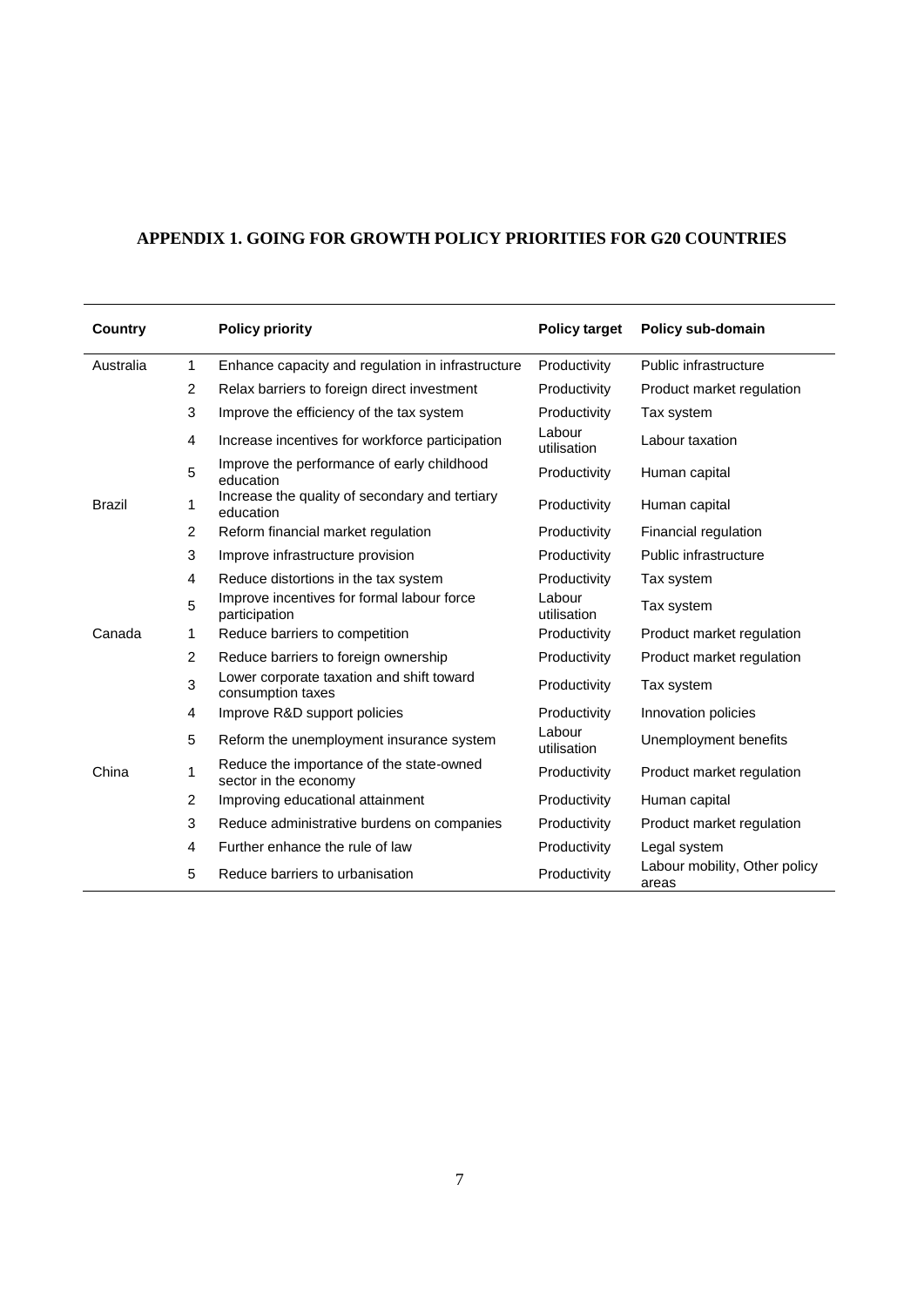## APPENDIX 1. GOING FOR GROWTH POLICY PRIORITIES FOR G20 COUNTRIES

| Country | | Policy priority | Policy target | Policy sub-domain |
|---|---|---|---|---|
| Australia | 1 | Enhance capacity and regulation in infrastructure | Productivity | Public infrastructure |
| | 2 | Relax barriers to foreign direct investment | Productivity | Product market regulation |
| | 3 | Improve the efficiency of the tax system | Productivity | Tax system |
| | 4 | Increase incentives for workforce participation | Labour utilisation | Labour taxation |
| | 5 | Improve the performance of early childhood education | Productivity | Human capital |
| Brazil | 1 | Increase the quality of secondary and tertiary education | Productivity | Human capital |
| | 2 | Reform financial market regulation | Productivity | Financial regulation |
| | 3 | Improve infrastructure provision | Productivity | Public infrastructure |
| | 4 | Reduce distortions in the tax system | Productivity | Tax system |
| | 5 | Improve incentives for formal labour force participation | Labour utilisation | Tax system |
| Canada | 1 | Reduce barriers to competition | Productivity | Product market regulation |
| | 2 | Reduce barriers to foreign ownership | Productivity | Product market regulation |
| | 3 | Lower corporate taxation and shift toward consumption taxes | Productivity | Tax system |
| | 4 | Improve R&D support policies | Productivity | Innovation policies |
| | 5 | Reform the unemployment insurance system | Labour utilisation | Unemployment benefits |
| China | 1 | Reduce the importance of the state-owned sector in the economy | Productivity | Product market regulation |
| | 2 | Improving educational attainment | Productivity | Human capital |
| | 3 | Reduce administrative burdens on companies | Productivity | Product market regulation |
| | 4 | Further enhance the rule of law | Productivity | Legal system |
| | 5 | Reduce barriers to urbanisation | Productivity | Labour mobility, Other policy areas |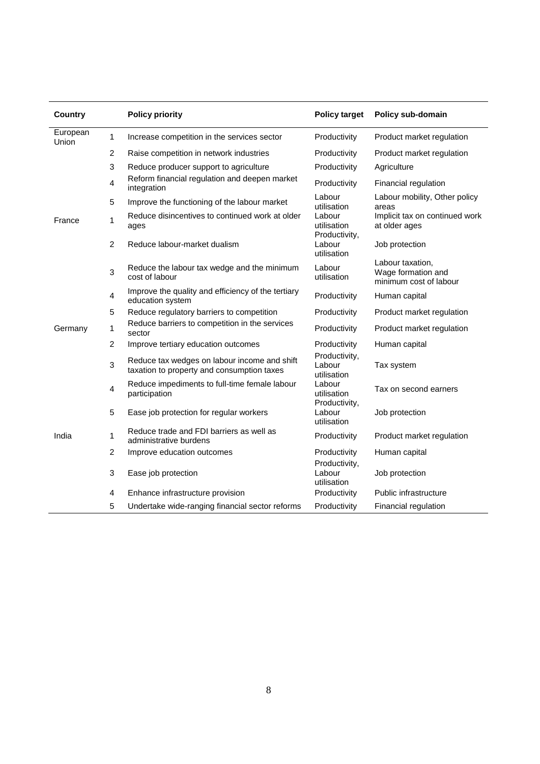| Country | | Policy priority | Policy target | Policy sub-domain |
|---|---|---|---|---|
| European Union | 1 | Increase competition in the services sector | Productivity | Product market regulation |
| | 2 | Raise competition in network industries | Productivity | Product market regulation |
| | 3 | Reduce producer support to agriculture | Productivity | Agriculture |
| | 4 | Reform financial regulation and deepen market integration | Productivity | Financial regulation |
| | 5 | Improve the functioning of the labour market | Labour utilisation | Labour mobility, Other policy areas |
| France | 1 | Reduce disincentives to continued work at older ages | Labour utilisation | Implicit tax on continued work at older ages |
| | 2 | Reduce labour-market dualism | Productivity, Labour utilisation | Job protection |
| | 3 | Reduce the labour tax wedge and the minimum cost of labour | Labour utilisation | Labour taxation, Wage formation and minimum cost of labour |
| | 4 | Improve the quality and efficiency of the tertiary education system | Productivity | Human capital |
| | 5 | Reduce regulatory barriers to competition | Productivity | Product market regulation |
| Germany | 1 | Reduce barriers to competition in the services sector | Productivity | Product market regulation |
| | 2 | Improve tertiary education outcomes | Productivity | Human capital |
| | 3 | Reduce tax wedges on labour income and shift taxation to property and consumption taxes | Productivity, Labour utilisation | Tax system |
| | 4 | Reduce impediments to full-time female labour participation | Labour utilisation | Tax on second earners |
| | 5 | Ease job protection for regular workers | Productivity, Labour utilisation | Job protection |
| India | 1 | Reduce trade and FDI barriers as well as administrative burdens | Productivity | Product market regulation |
| | 2 | Improve education outcomes | Productivity | Human capital |
| | 3 | Ease job protection | Productivity, Labour utilisation | Job protection |
| | 4 | Enhance infrastructure provision | Productivity | Public infrastructure |
| | 5 | Undertake wide-ranging financial sector reforms | Productivity | Financial regulation |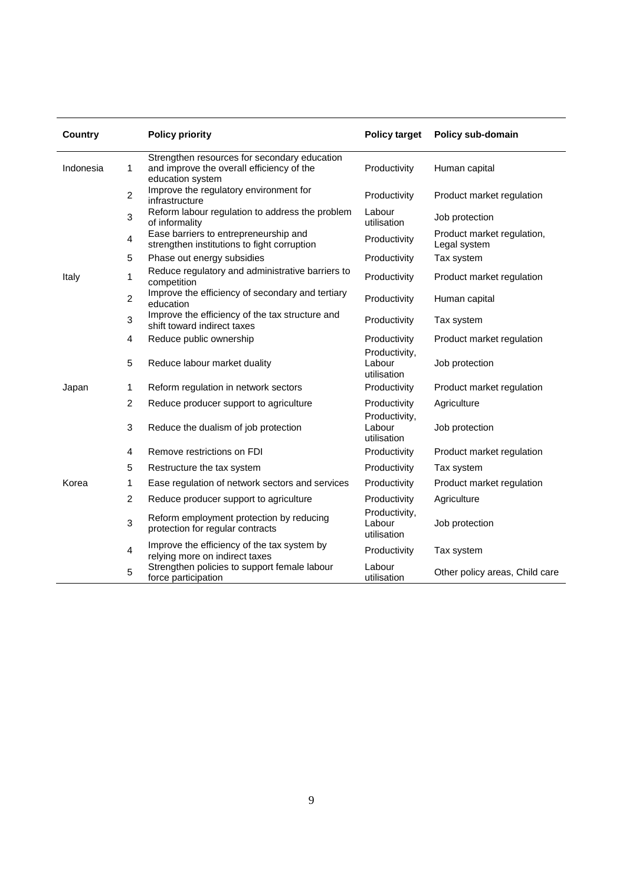| Country | | Policy priority | Policy target | Policy sub-domain |
|---|---|---|---|---|
| Indonesia | 1 | Strengthen resources for secondary education and improve the overall efficiency of the education system | Productivity | Human capital |
| | 2 | Improve the regulatory environment for infrastructure | Productivity | Product market regulation |
| | 3 | Reform labour regulation to address the problem of informality | Labour utilisation | Job protection |
| | 4 | Ease barriers to entrepreneurship and strengthen institutions to fight corruption | Productivity | Product market regulation, Legal system |
| | 5 | Phase out energy subsidies | Productivity | Tax system |
| Italy | 1 | Reduce regulatory and administrative barriers to competition | Productivity | Product market regulation |
| | 2 | Improve the efficiency of secondary and tertiary education | Productivity | Human capital |
| | 3 | Improve the efficiency of the tax structure and shift toward indirect taxes | Productivity | Tax system |
| | 4 | Reduce public ownership | Productivity | Product market regulation |
| | 5 | Reduce labour market duality | Productivity, Labour utilisation | Job protection |
| Japan | 1 | Reform regulation in network sectors | Productivity | Product market regulation |
| | 2 | Reduce producer support to agriculture | Productivity | Agriculture |
| | 3 | Reduce the dualism of job protection | Productivity, Labour utilisation | Job protection |
| | 4 | Remove restrictions on FDI | Productivity | Product market regulation |
| | 5 | Restructure the tax system | Productivity | Tax system |
| Korea | 1 | Ease regulation of network sectors and services | Productivity | Product market regulation |
| | 2 | Reduce producer support to agriculture | Productivity | Agriculture |
| | 3 | Reform employment protection by reducing protection for regular contracts | Productivity, Labour utilisation | Job protection |
| | 4 | Improve the efficiency of the tax system by relying more on indirect taxes | Productivity | Tax system |
| | 5 | Strengthen policies to support female labour force participation | Labour utilisation | Other policy areas, Child care |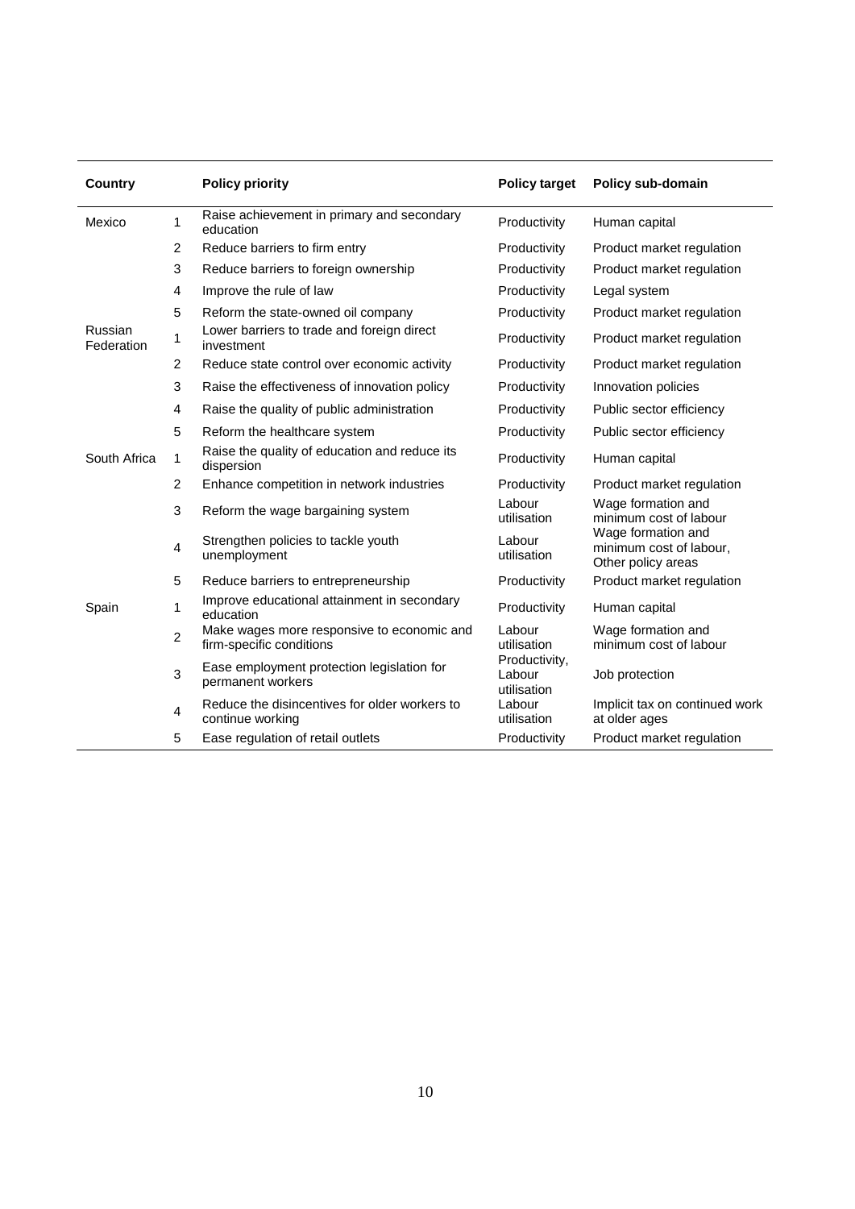| Country | | Policy priority | Policy target | Policy sub-domain |
|---|---|---|---|---|
| Mexico | 1 | Raise achievement in primary and secondary education | Productivity | Human capital |
| | 2 | Reduce barriers to firm entry | Productivity | Product market regulation |
| | 3 | Reduce barriers to foreign ownership | Productivity | Product market regulation |
| | 4 | Improve the rule of law | Productivity | Legal system |
| | 5 | Reform the state-owned oil company | Productivity | Product market regulation |
| Russian Federation | 1 | Lower barriers to trade and foreign direct investment | Productivity | Product market regulation |
| | 2 | Reduce state control over economic activity | Productivity | Product market regulation |
| | 3 | Raise the effectiveness of innovation policy | Productivity | Innovation policies |
| | 4 | Raise the quality of public administration | Productivity | Public sector efficiency |
| | 5 | Reform the healthcare system | Productivity | Public sector efficiency |
| South Africa | 1 | Raise the quality of education and reduce its dispersion | Productivity | Human capital |
| | 2 | Enhance competition in network industries | Productivity | Product market regulation |
| | 3 | Reform the wage bargaining system | Labour utilisation | Wage formation and minimum cost of labour |
| | 4 | Strengthen policies to tackle youth unemployment | Labour utilisation | Wage formation and minimum cost of labour, Other policy areas |
| | 5 | Reduce barriers to entrepreneurship | Productivity | Product market regulation |
| Spain | 1 | Improve educational attainment in secondary education | Productivity | Human capital |
| | 2 | Make wages more responsive to economic and firm-specific conditions | Labour utilisation | Wage formation and minimum cost of labour |
| | 3 | Ease employment protection legislation for permanent workers | Productivity, Labour utilisation | Job protection |
| | 4 | Reduce the disincentives for older workers to continue working | Labour utilisation | Implicit tax on continued work at older ages |
| | 5 | Ease regulation of retail outlets | Productivity | Product market regulation |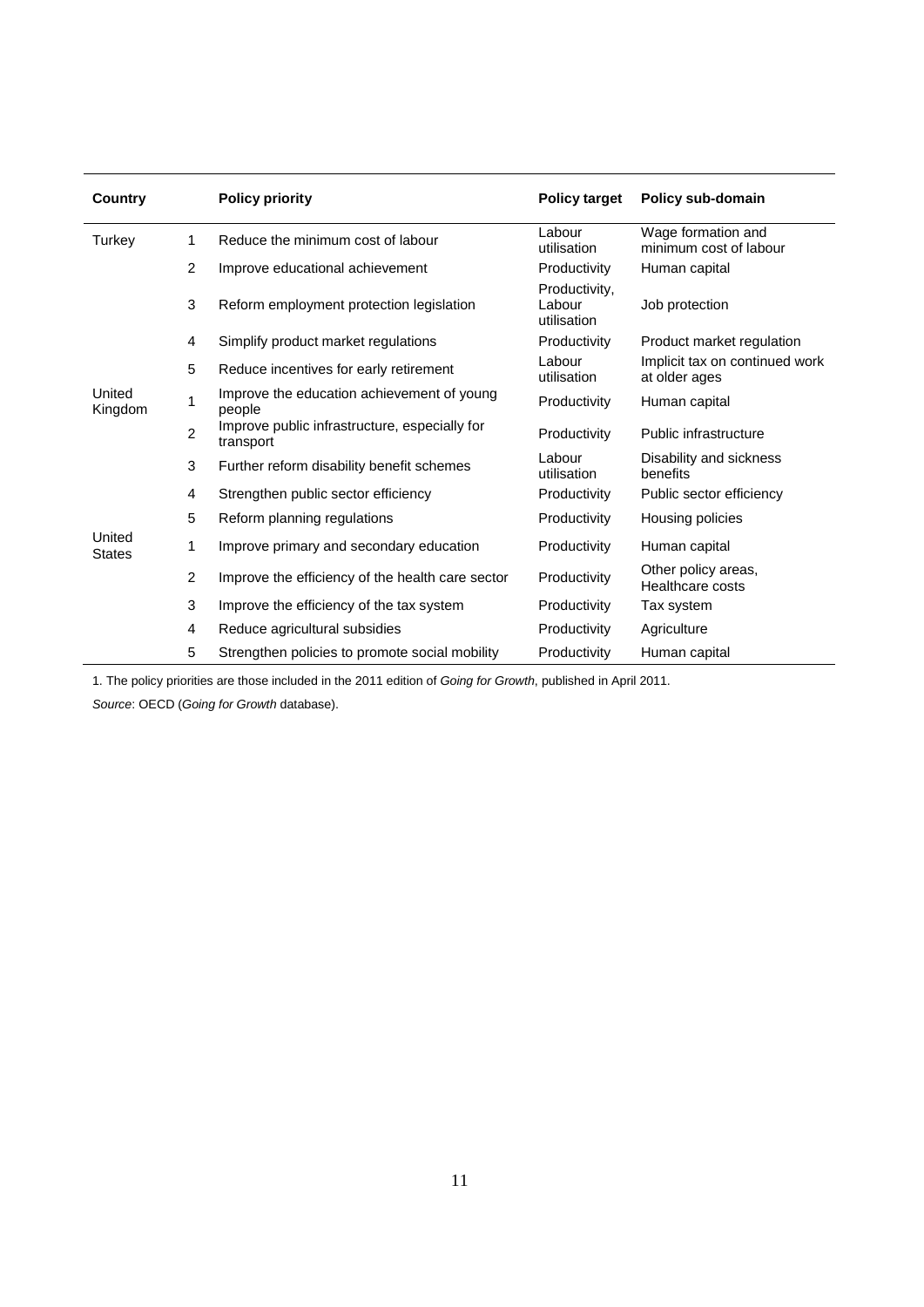| Country | | Policy priority | Policy target | Policy sub-domain |
|---|---|---|---|---|
| Turkey | 1 | Reduce the minimum cost of labour | Labour utilisation | Wage formation and minimum cost of labour |
| | 2 | Improve educational achievement | Productivity | Human capital |
| | 3 | Reform employment protection legislation | Productivity, Labour utilisation | Job protection |
| | 4 | Simplify product market regulations | Productivity | Product market regulation |
| | 5 | Reduce incentives for early retirement | Labour utilisation | Implicit tax on continued work at older ages |
| United Kingdom | 1 | Improve the education achievement of young people | Productivity | Human capital |
| | 2 | Improve public infrastructure, especially for transport | Productivity | Public infrastructure |
| | 3 | Further reform disability benefit schemes | Labour utilisation | Disability and sickness benefits |
| | 4 | Strengthen public sector efficiency | Productivity | Public sector efficiency |
| | 5 | Reform planning regulations | Productivity | Housing policies |
| United States | 1 | Improve primary and secondary education | Productivity | Human capital |
| | 2 | Improve the efficiency of the health care sector | Productivity | Other policy areas, Healthcare costs |
| | 3 | Improve the efficiency of the tax system | Productivity | Tax system |
| | 4 | Reduce agricultural subsidies | Productivity | Agriculture |
| | 5 | Strengthen policies to promote social mobility | Productivity | Human capital |

1. The policy priorities are those included in the 2011 edition of *Going for Growth*, published in April 2011.

*Source*: OECD (*Going for Growth* database).